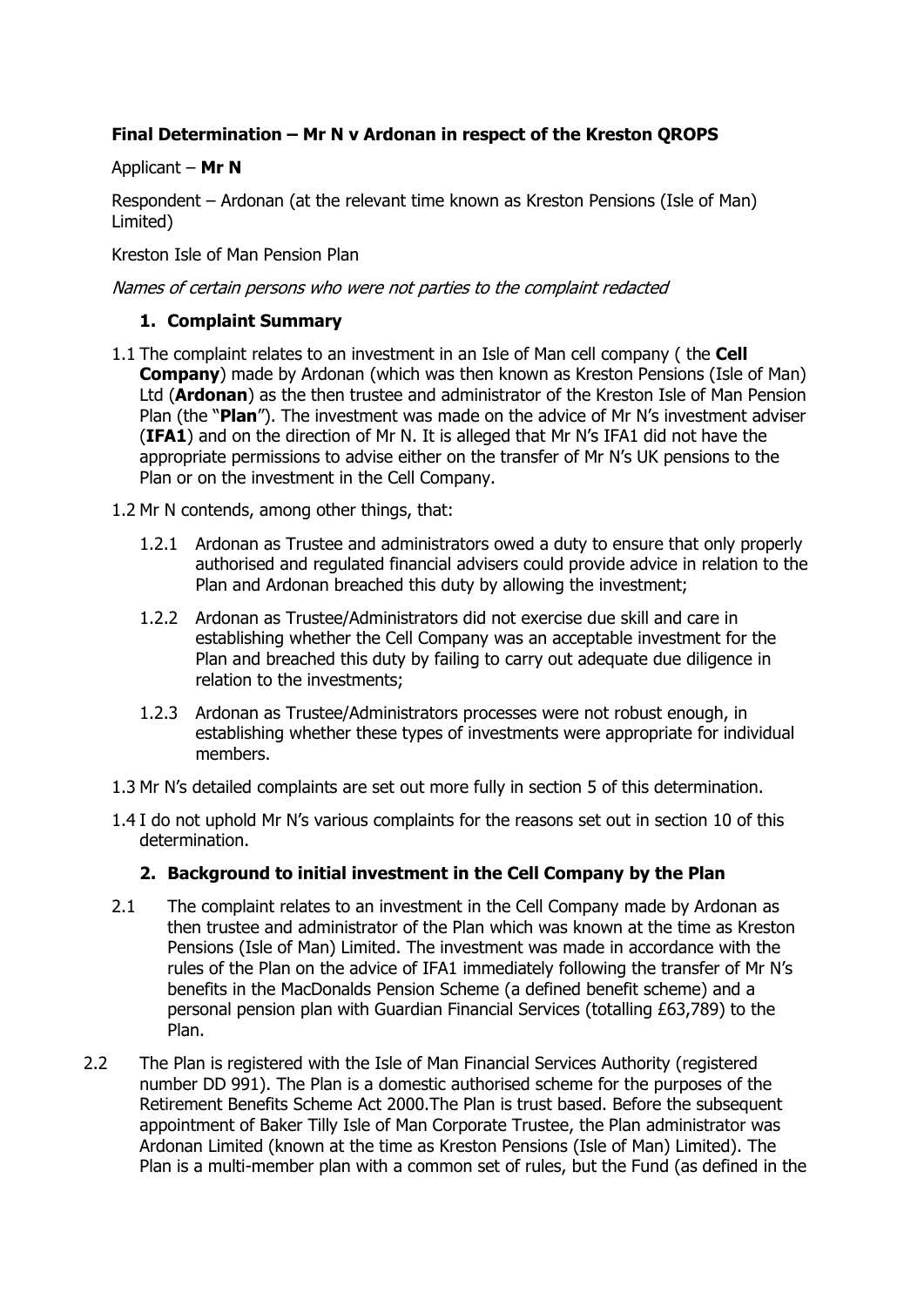**Final Determination – Mr N v Ardonan in respect of the Kreston QROPS**

Applicant – **Mr N**

Respondent – Ardonan (at the relevant time known as Kreston Pensions (Isle of Man) Limited)

Kreston Isle of Man Pension Plan

*Names of certain persons who were not parties to the complaint redacted*

## 1. Complaint Summary

1.1 The complaint relates to an investment in an Isle of Man cell company ( the **Cell Company**) made by Ardonan (which was then known as Kreston Pensions (Isle of Man) Ltd (**Ardonan**) as the then trustee and administrator of the Kreston Isle of Man Pension Plan (the "**Plan**"). The investment was made on the advice of Mr N's investment adviser (**IFA1**) and on the direction of Mr N. It is alleged that Mr N's IFA1 did not have the appropriate permissions to advise either on the transfer of Mr N's UK pensions to the Plan or on the investment in the Cell Company.

1.2 Mr N contends, among other things, that:

1.2.1 Ardonan as Trustee and administrators owed a duty to ensure that only properly authorised and regulated financial advisers could provide advice in relation to the Plan and Ardonan breached this duty by allowing the investment;

1.2.2 Ardonan as Trustee/Administrators did not exercise due skill and care in establishing whether the Cell Company was an acceptable investment for the Plan and breached this duty by failing to carry out adequate due diligence in relation to the investments;

1.2.3 Ardonan as Trustee/Administrators processes were not robust enough, in establishing whether these types of investments were appropriate for individual members.

1.3 Mr N's detailed complaints are set out more fully in section 5 of this determination.

1.4 I do not uphold Mr N's various complaints for the reasons set out in section 10 of this determination.

## 2. Background to initial investment in the Cell Company by the Plan

2.1 The complaint relates to an investment in the Cell Company made by Ardonan as then trustee and administrator of the Plan which was known at the time as Kreston Pensions (Isle of Man) Limited. The investment was made in accordance with the rules of the Plan on the advice of IFA1 immediately following the transfer of Mr N's benefits in the MacDonalds Pension Scheme (a defined benefit scheme) and a personal pension plan with Guardian Financial Services (totalling £63,789) to the Plan.

2.2 The Plan is registered with the Isle of Man Financial Services Authority (registered number DD 991). The Plan is a domestic authorised scheme for the purposes of the Retirement Benefits Scheme Act 2000.The Plan is trust based. Before the subsequent appointment of Baker Tilly Isle of Man Corporate Trustee, the Plan administrator was Ardonan Limited (known at the time as Kreston Pensions (Isle of Man) Limited). The Plan is a multi-member plan with a common set of rules, but the Fund (as defined in the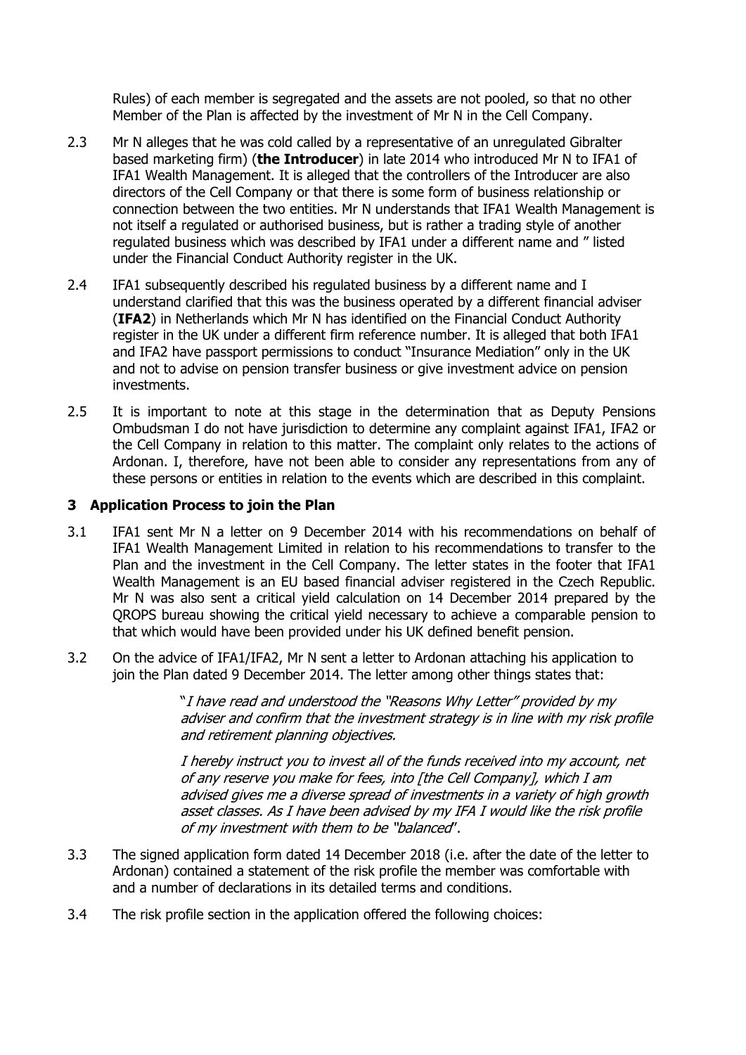Rules) of each member is segregated and the assets are not pooled, so that no other Member of the Plan is affected by the investment of Mr N in the Cell Company.

2.3 Mr N alleges that he was cold called by a representative of an unregulated Gibralter based marketing firm) (**the Introducer**) in late 2014 who introduced Mr N to IFA1 of IFA1 Wealth Management. It is alleged that the controllers of the Introducer are also directors of the Cell Company or that there is some form of business relationship or connection between the two entities. Mr N understands that IFA1 Wealth Management is not itself a regulated or authorised business, but is rather a trading style of another regulated business which was described by IFA1 under a different name and " listed under the Financial Conduct Authority register in the UK.

2.4 IFA1 subsequently described his regulated business by a different name and I understand clarified that this was the business operated by a different financial adviser (**IFA2**) in Netherlands which Mr N has identified on the Financial Conduct Authority register in the UK under a different firm reference number. It is alleged that both IFA1 and IFA2 have passport permissions to conduct "Insurance Mediation" only in the UK and not to advise on pension transfer business or give investment advice on pension investments.

2.5 It is important to note at this stage in the determination that as Deputy Pensions Ombudsman I do not have jurisdiction to determine any complaint against IFA1, IFA2 or the Cell Company in relation to this matter. The complaint only relates to the actions of Ardonan. I, therefore, have not been able to consider any representations from any of these persons or entities in relation to the events which are described in this complaint.

## 3 Application Process to join the Plan

3.1 IFA1 sent Mr N a letter on 9 December 2014 with his recommendations on behalf of IFA1 Wealth Management Limited in relation to his recommendations to transfer to the Plan and the investment in the Cell Company. The letter states in the footer that IFA1 Wealth Management is an EU based financial adviser registered in the Czech Republic. Mr N was also sent a critical yield calculation on 14 December 2014 prepared by the QROPS bureau showing the critical yield necessary to achieve a comparable pension to that which would have been provided under his UK defined benefit pension.

3.2 On the advice of IFA1/IFA2, Mr N sent a letter to Ardonan attaching his application to join the Plan dated 9 December 2014. The letter among other things states that:

> *"I have read and understood the "Reasons Why Letter" provided by my adviser and confirm that the investment strategy is in line with my risk profile and retirement planning objectives.*
>
> *I hereby instruct you to invest all of the funds received into my account, net of any reserve you make for fees, into [the Cell Company], which I am advised gives me a diverse spread of investments in a variety of high growth asset classes. As I have been advised by my IFA I would like the risk profile of my investment with them to be "balanced"*.

3.3 The signed application form dated 14 December 2018 (i.e. after the date of the letter to Ardonan) contained a statement of the risk profile the member was comfortable with and a number of declarations in its detailed terms and conditions.

3.4 The risk profile section in the application offered the following choices: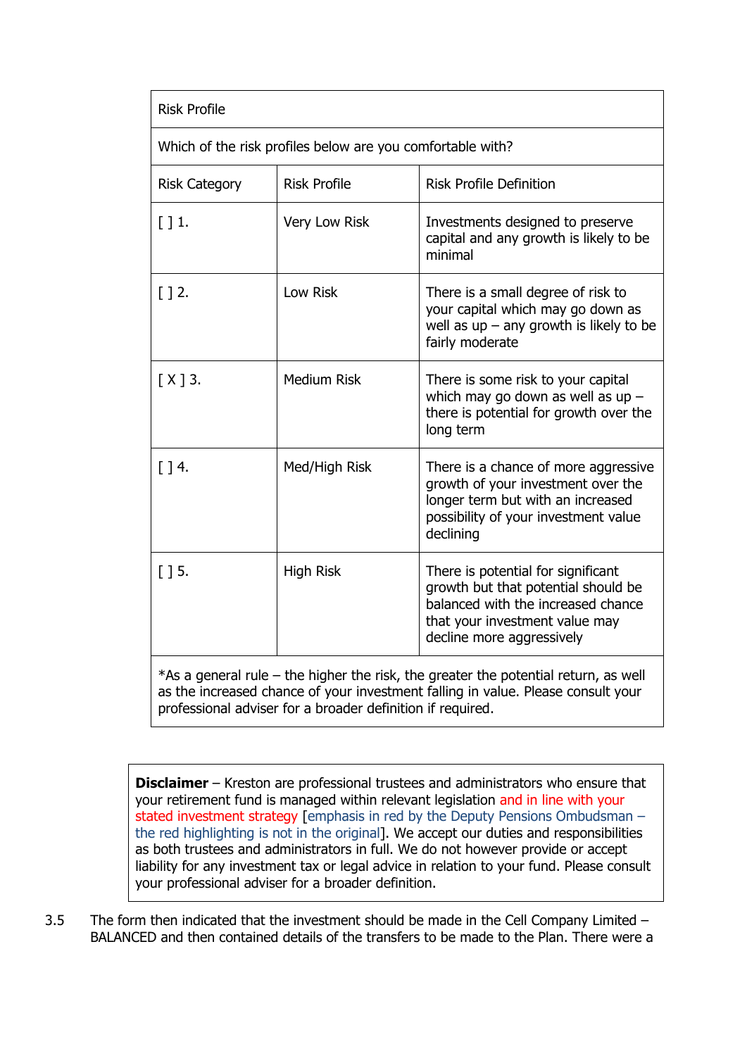| Risk Profile | | |
|---|---|---|
| Which of the risk profiles below are you comfortable with? | | |
| Risk Category | Risk Profile | Risk Profile Definition |
| [ ] 1. | Very Low Risk | Investments designed to preserve capital and any growth is likely to be minimal |
| [ ] 2. | Low Risk | There is a small degree of risk to your capital which may go down as well as up – any growth is likely to be fairly moderate |
| [ X ] 3. | Medium Risk | There is some risk to your capital which may go down as well as up – there is potential for growth over the long term |
| [ ] 4. | Med/High Risk | There is a chance of more aggressive growth of your investment over the longer term but with an increased possibility of your investment value declining |
| [ ] 5. | High Risk | There is potential for significant growth but that potential should be balanced with the increased chance that your investment value may decline more aggressively |
| *As a general rule – the higher the risk, the greater the potential return, as well as the increased chance of your investment falling in value. Please consult your professional adviser for a broader definition if required. | | |

**Disclaimer** – Kreston are professional trustees and administrators who ensure that your retirement fund is managed within relevant legislation and in line with your stated investment strategy [emphasis in red by the Deputy Pensions Ombudsman – the red highlighting is not in the original]. We accept our duties and responsibilities as both trustees and administrators in full. We do not however provide or accept liability for any investment tax or legal advice in relation to your fund. Please consult your professional adviser for a broader definition.

3.5 The form then indicated that the investment should be made in the Cell Company Limited – BALANCED and then contained details of the transfers to be made to the Plan. There were a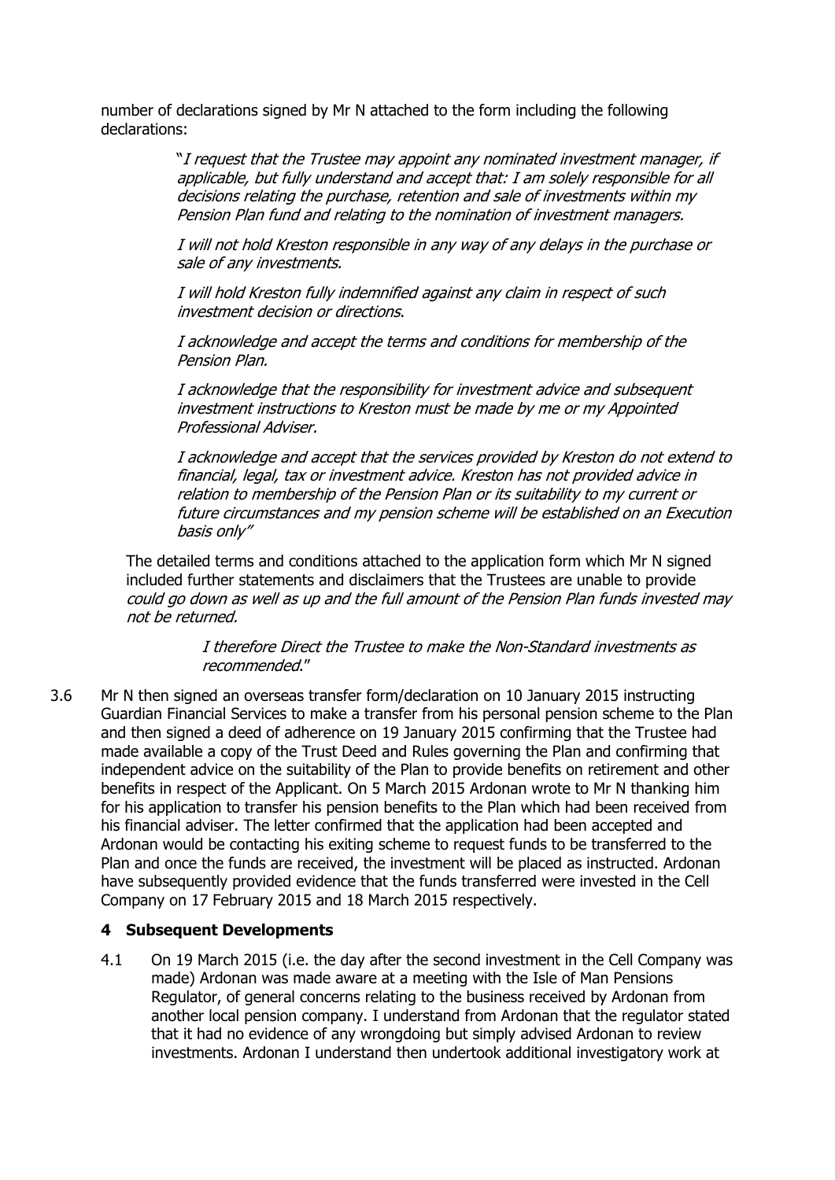number of declarations signed by Mr N attached to the form including the following declarations:

> "*I request that the Trustee may appoint any nominated investment manager, if applicable, but fully understand and accept that: I am solely responsible for all decisions relating the purchase, retention and sale of investments within my Pension Plan fund and relating to the nomination of investment managers.*
>
> *I will not hold Kreston responsible in any way of any delays in the purchase or sale of any investments.*
>
> *I will hold Kreston fully indemnified against any claim in respect of such investment decision or directions.*
>
> *I acknowledge and accept the terms and conditions for membership of the Pension Plan.*
>
> *I acknowledge that the responsibility for investment advice and subsequent investment instructions to Kreston must be made by me or my Appointed Professional Adviser.*
>
> *I acknowledge and accept that the services provided by Kreston do not extend to financial, legal, tax or investment advice. Kreston has not provided advice in relation to membership of the Pension Plan or its suitability to my current or future circumstances and my pension scheme will be established on an Execution basis only"*

The detailed terms and conditions attached to the application form which Mr N signed included further statements and disclaimers that the Trustees are unable to provide *could go down as well as up and the full amount of the Pension Plan funds invested may not be returned.*

> *I therefore Direct the Trustee to make the Non-Standard investments as recommended.*"

3.6 Mr N then signed an overseas transfer form/declaration on 10 January 2015 instructing Guardian Financial Services to make a transfer from his personal pension scheme to the Plan and then signed a deed of adherence on 19 January 2015 confirming that the Trustee had made available a copy of the Trust Deed and Rules governing the Plan and confirming that independent advice on the suitability of the Plan to provide benefits on retirement and other benefits in respect of the Applicant. On 5 March 2015 Ardonan wrote to Mr N thanking him for his application to transfer his pension benefits to the Plan which had been received from his financial adviser. The letter confirmed that the application had been accepted and Ardonan would be contacting his exiting scheme to request funds to be transferred to the Plan and once the funds are received, the investment will be placed as instructed. Ardonan have subsequently provided evidence that the funds transferred were invested in the Cell Company on 17 February 2015 and 18 March 2015 respectively.

## 4 Subsequent Developments

4.1 On 19 March 2015 (i.e. the day after the second investment in the Cell Company was made) Ardonan was made aware at a meeting with the Isle of Man Pensions Regulator, of general concerns relating to the business received by Ardonan from another local pension company. I understand from Ardonan that the regulator stated that it had no evidence of any wrongdoing but simply advised Ardonan to review investments. Ardonan I understand then undertook additional investigatory work at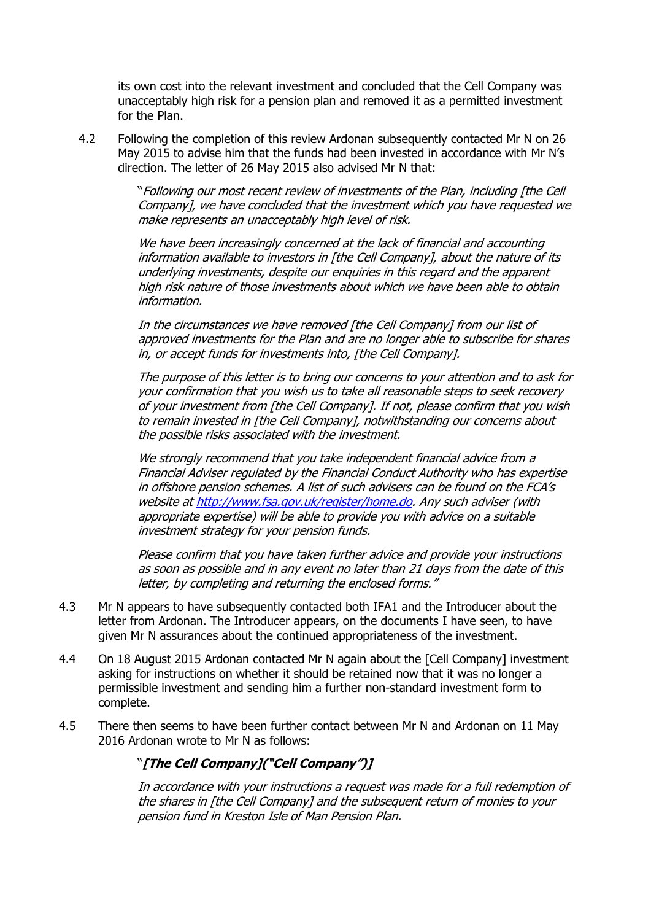its own cost into the relevant investment and concluded that the Cell Company was unacceptably high risk for a pension plan and removed it as a permitted investment for the Plan.

4.2 Following the completion of this review Ardonan subsequently contacted Mr N on 26 May 2015 to advise him that the funds had been invested in accordance with Mr N's direction. The letter of 26 May 2015 also advised Mr N that:

> "*Following our most recent review of investments of the Plan, including [the Cell Company], we have concluded that the investment which you have requested we make represents an unacceptably high level of risk.*
>
> *We have been increasingly concerned at the lack of financial and accounting information available to investors in [the Cell Company], about the nature of its underlying investments, despite our enquiries in this regard and the apparent high risk nature of those investments about which we have been able to obtain information.*
>
> *In the circumstances we have removed [the Cell Company] from our list of approved investments for the Plan and are no longer able to subscribe for shares in, or accept funds for investments into, [the Cell Company].*
>
> *The purpose of this letter is to bring our concerns to your attention and to ask for your confirmation that you wish us to take all reasonable steps to seek recovery of your investment from [the Cell Company]. If not, please confirm that you wish to remain invested in [the Cell Company], notwithstanding our concerns about the possible risks associated with the investment.*
>
> *We strongly recommend that you take independent financial advice from a Financial Adviser regulated by the Financial Conduct Authority who has expertise in offshore pension schemes. A list of such advisers can be found on the FCA's website at [http://www.fsa.gov.uk/register/home.do](http://www.fsa.gov.uk/register/home.do). Any such adviser (with appropriate expertise) will be able to provide you with advice on a suitable investment strategy for your pension funds.*
>
> *Please confirm that you have taken further advice and provide your instructions as soon as possible and in any event no later than 21 days from the date of this letter, by completing and returning the enclosed forms.*"

4.3 Mr N appears to have subsequently contacted both IFA1 and the Introducer about the letter from Ardonan. The Introducer appears, on the documents I have seen, to have given Mr N assurances about the continued appropriateness of the investment.

4.4 On 18 August 2015 Ardonan contacted Mr N again about the [Cell Company] investment asking for instructions on whether it should be retained now that it was no longer a permissible investment and sending him a further non-standard investment form to complete.

4.5 There then seems to have been further contact between Mr N and Ardonan on 11 May 2016 Ardonan wrote to Mr N as follows:

> "***[The Cell Company]("Cell Company")]***
>
> *In accordance with your instructions a request was made for a full redemption of the shares in [the Cell Company] and the subsequent return of monies to your pension fund in Kreston Isle of Man Pension Plan.*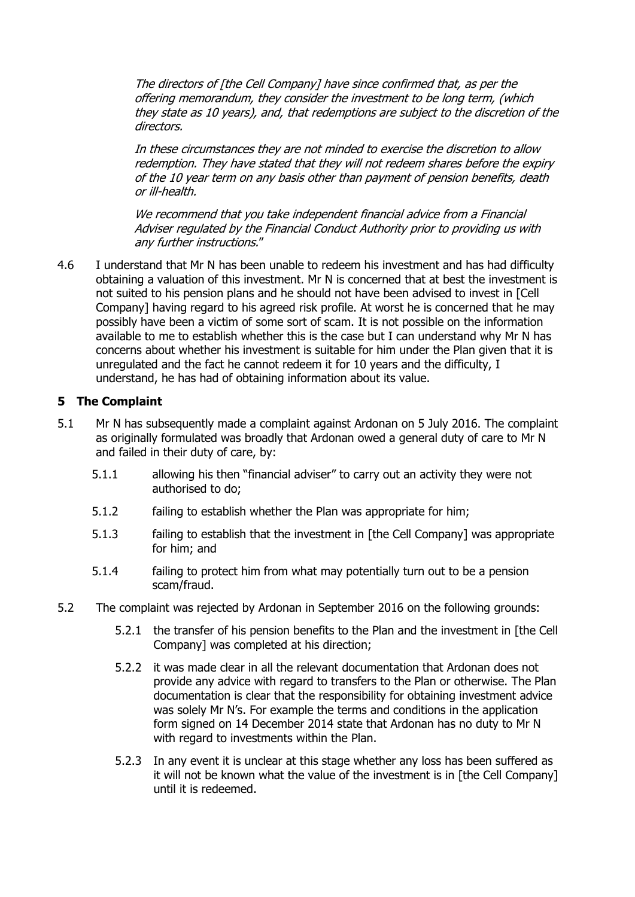*The directors of [the Cell Company] have since confirmed that, as per the offering memorandum, they consider the investment to be long term, (which they state as 10 years), and, that redemptions are subject to the discretion of the directors.*

*In these circumstances they are not minded to exercise the discretion to allow redemption. They have stated that they will not redeem shares before the expiry of the 10 year term on any basis other than payment of pension benefits, death or ill-health.*

*We recommend that you take independent financial advice from a Financial Adviser regulated by the Financial Conduct Authority prior to providing us with any further instructions.*"

4.6 I understand that Mr N has been unable to redeem his investment and has had difficulty obtaining a valuation of this investment. Mr N is concerned that at best the investment is not suited to his pension plans and he should not have been advised to invest in [Cell Company] having regard to his agreed risk profile. At worst he is concerned that he may possibly have been a victim of some sort of scam. It is not possible on the information available to me to establish whether this is the case but I can understand why Mr N has concerns about whether his investment is suitable for him under the Plan given that it is unregulated and the fact he cannot redeem it for 10 years and the difficulty, I understand, he has had of obtaining information about its value.

## 5 The Complaint

5.1 Mr N has subsequently made a complaint against Ardonan on 5 July 2016. The complaint as originally formulated was broadly that Ardonan owed a general duty of care to Mr N and failed in their duty of care, by:

- 5.1.1 allowing his then "financial adviser" to carry out an activity they were not authorised to do;
- 5.1.2 failing to establish whether the Plan was appropriate for him;
- 5.1.3 failing to establish that the investment in [the Cell Company] was appropriate for him; and
- 5.1.4 failing to protect him from what may potentially turn out to be a pension scam/fraud.

5.2 The complaint was rejected by Ardonan in September 2016 on the following grounds:

- 5.2.1 the transfer of his pension benefits to the Plan and the investment in [the Cell Company] was completed at his direction;
- 5.2.2 it was made clear in all the relevant documentation that Ardonan does not provide any advice with regard to transfers to the Plan or otherwise. The Plan documentation is clear that the responsibility for obtaining investment advice was solely Mr N's. For example the terms and conditions in the application form signed on 14 December 2014 state that Ardonan has no duty to Mr N with regard to investments within the Plan.
- 5.2.3 In any event it is unclear at this stage whether any loss has been suffered as it will not be known what the value of the investment is in [the Cell Company] until it is redeemed.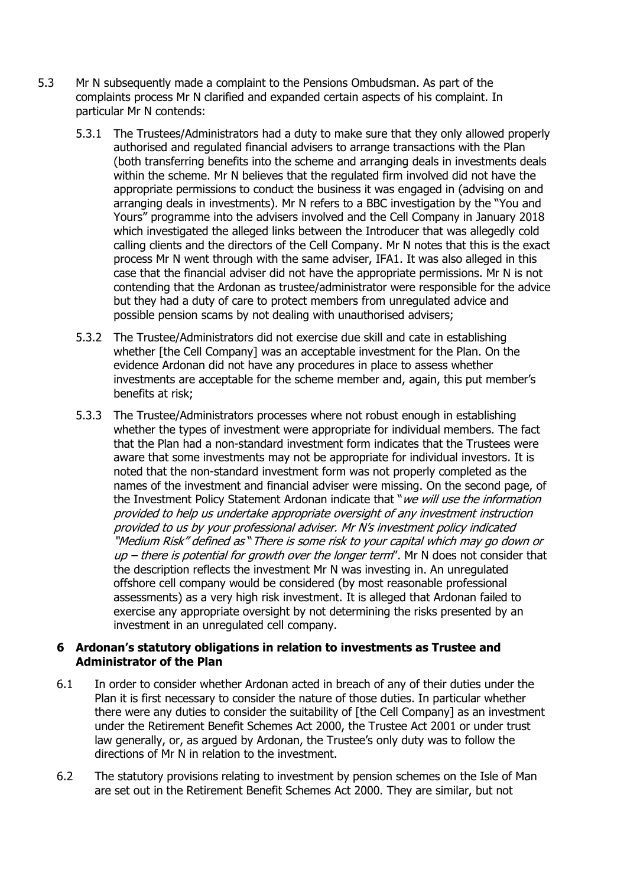5.3 Mr N subsequently made a complaint to the Pensions Ombudsman. As part of the complaints process Mr N clarified and expanded certain aspects of his complaint. In particular Mr N contends:

5.3.1 The Trustees/Administrators had a duty to make sure that they only allowed properly authorised and regulated financial advisers to arrange transactions with the Plan (both transferring benefits into the scheme and arranging deals in investments deals within the scheme. Mr N believes that the regulated firm involved did not have the appropriate permissions to conduct the business it was engaged in (advising on and arranging deals in investments). Mr N refers to a BBC investigation by the "You and Yours" programme into the advisers involved and the Cell Company in January 2018 which investigated the alleged links between the Introducer that was allegedly cold calling clients and the directors of the Cell Company. Mr N notes that this is the exact process Mr N went through with the same adviser, IFA1. It was also alleged in this case that the financial adviser did not have the appropriate permissions. Mr N is not contending that the Ardonan as trustee/administrator were responsible for the advice but they had a duty of care to protect members from unregulated advice and possible pension scams by not dealing with unauthorised advisers;

5.3.2 The Trustee/Administrators did not exercise due skill and cate in establishing whether [the Cell Company] was an acceptable investment for the Plan. On the evidence Ardonan did not have any procedures in place to assess whether investments are acceptable for the scheme member and, again, this put member's benefits at risk;

5.3.3 The Trustee/Administrators processes where not robust enough in establishing whether the types of investment were appropriate for individual members. The fact that the Plan had a non-standard investment form indicates that the Trustees were aware that some investments may not be appropriate for individual investors. It is noted that the non-standard investment form was not properly completed as the names of the investment and financial adviser were missing. On the second page, of the Investment Policy Statement Ardonan indicate that "*we will use the information provided to help us undertake appropriate oversight of any investment instruction provided to us by your professional adviser. Mr N's investment policy indicated "Medium Risk" defined as "There is some risk to your capital which may go down or up – there is potential for growth over the longer term*". Mr N does not consider that the description reflects the investment Mr N was investing in. An unregulated offshore cell company would be considered (by most reasonable professional assessments) as a very high risk investment. It is alleged that Ardonan failed to exercise any appropriate oversight by not determining the risks presented by an investment in an unregulated cell company.

## 6 Ardonan's statutory obligations in relation to investments as Trustee and Administrator of the Plan

6.1 In order to consider whether Ardonan acted in breach of any of their duties under the Plan it is first necessary to consider the nature of those duties. In particular whether there were any duties to consider the suitability of [the Cell Company] as an investment under the Retirement Benefit Schemes Act 2000, the Trustee Act 2001 or under trust law generally, or, as argued by Ardonan, the Trustee's only duty was to follow the directions of Mr N in relation to the investment.

6.2 The statutory provisions relating to investment by pension schemes on the Isle of Man are set out in the Retirement Benefit Schemes Act 2000. They are similar, but not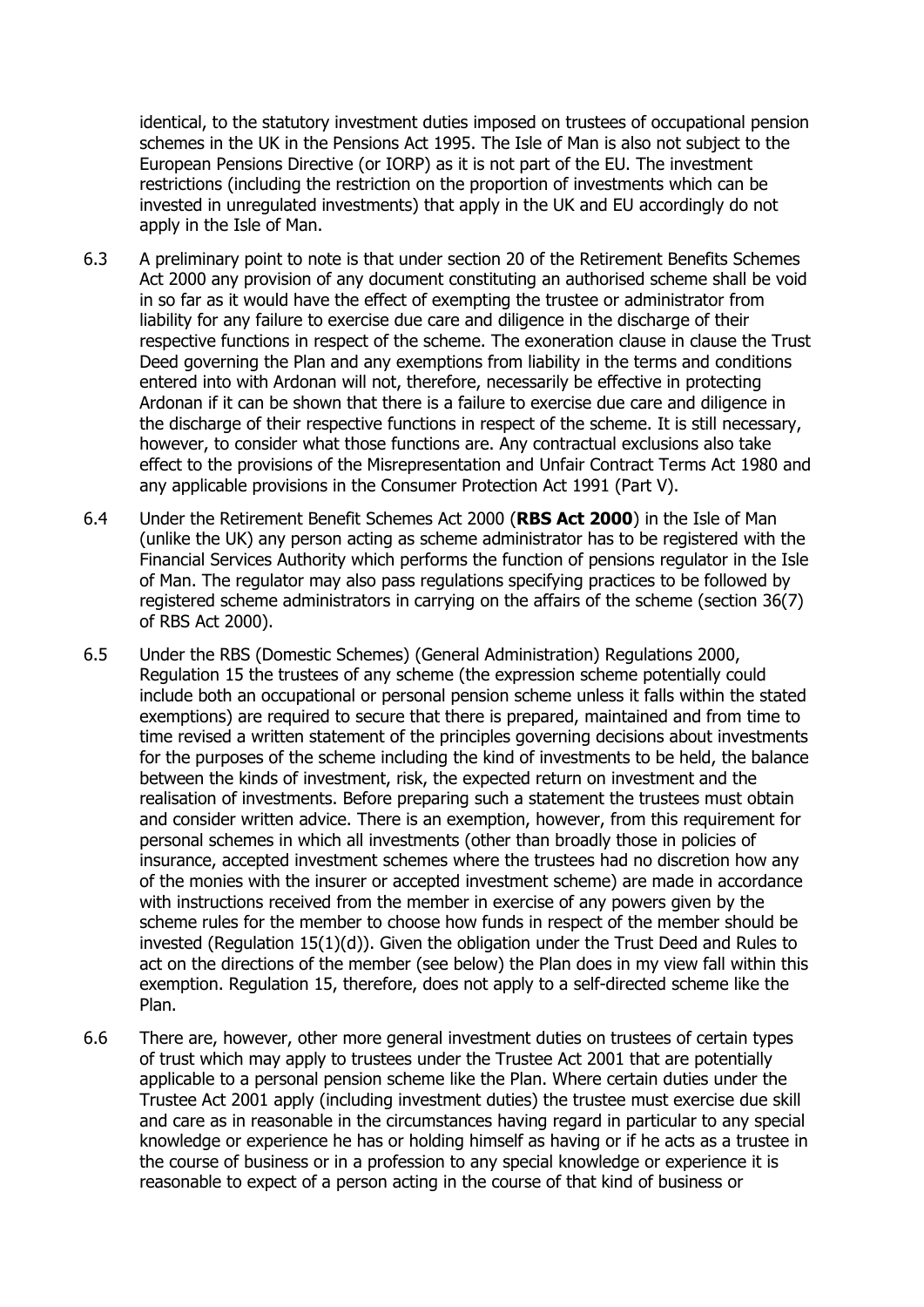identical, to the statutory investment duties imposed on trustees of occupational pension schemes in the UK in the Pensions Act 1995. The Isle of Man is also not subject to the European Pensions Directive (or IORP) as it is not part of the EU. The investment restrictions (including the restriction on the proportion of investments which can be invested in unregulated investments) that apply in the UK and EU accordingly do not apply in the Isle of Man.

6.3 A preliminary point to note is that under section 20 of the Retirement Benefits Schemes Act 2000 any provision of any document constituting an authorised scheme shall be void in so far as it would have the effect of exempting the trustee or administrator from liability for any failure to exercise due care and diligence in the discharge of their respective functions in respect of the scheme. The exoneration clause in clause the Trust Deed governing the Plan and any exemptions from liability in the terms and conditions entered into with Ardonan will not, therefore, necessarily be effective in protecting Ardonan if it can be shown that there is a failure to exercise due care and diligence in the discharge of their respective functions in respect of the scheme. It is still necessary, however, to consider what those functions are. Any contractual exclusions also take effect to the provisions of the Misrepresentation and Unfair Contract Terms Act 1980 and any applicable provisions in the Consumer Protection Act 1991 (Part V).

6.4 Under the Retirement Benefit Schemes Act 2000 (**RBS Act 2000**) in the Isle of Man (unlike the UK) any person acting as scheme administrator has to be registered with the Financial Services Authority which performs the function of pensions regulator in the Isle of Man. The regulator may also pass regulations specifying practices to be followed by registered scheme administrators in carrying on the affairs of the scheme (section 36(7) of RBS Act 2000).

6.5 Under the RBS (Domestic Schemes) (General Administration) Regulations 2000, Regulation 15 the trustees of any scheme (the expression scheme potentially could include both an occupational or personal pension scheme unless it falls within the stated exemptions) are required to secure that there is prepared, maintained and from time to time revised a written statement of the principles governing decisions about investments for the purposes of the scheme including the kind of investments to be held, the balance between the kinds of investment, risk, the expected return on investment and the realisation of investments. Before preparing such a statement the trustees must obtain and consider written advice. There is an exemption, however, from this requirement for personal schemes in which all investments (other than broadly those in policies of insurance, accepted investment schemes where the trustees had no discretion how any of the monies with the insurer or accepted investment scheme) are made in accordance with instructions received from the member in exercise of any powers given by the scheme rules for the member to choose how funds in respect of the member should be invested (Regulation 15(1)(d)). Given the obligation under the Trust Deed and Rules to act on the directions of the member (see below) the Plan does in my view fall within this exemption. Regulation 15, therefore, does not apply to a self-directed scheme like the Plan.

6.6 There are, however, other more general investment duties on trustees of certain types of trust which may apply to trustees under the Trustee Act 2001 that are potentially applicable to a personal pension scheme like the Plan. Where certain duties under the Trustee Act 2001 apply (including investment duties) the trustee must exercise due skill and care as in reasonable in the circumstances having regard in particular to any special knowledge or experience he has or holding himself as having or if he acts as a trustee in the course of business or in a profession to any special knowledge or experience it is reasonable to expect of a person acting in the course of that kind of business or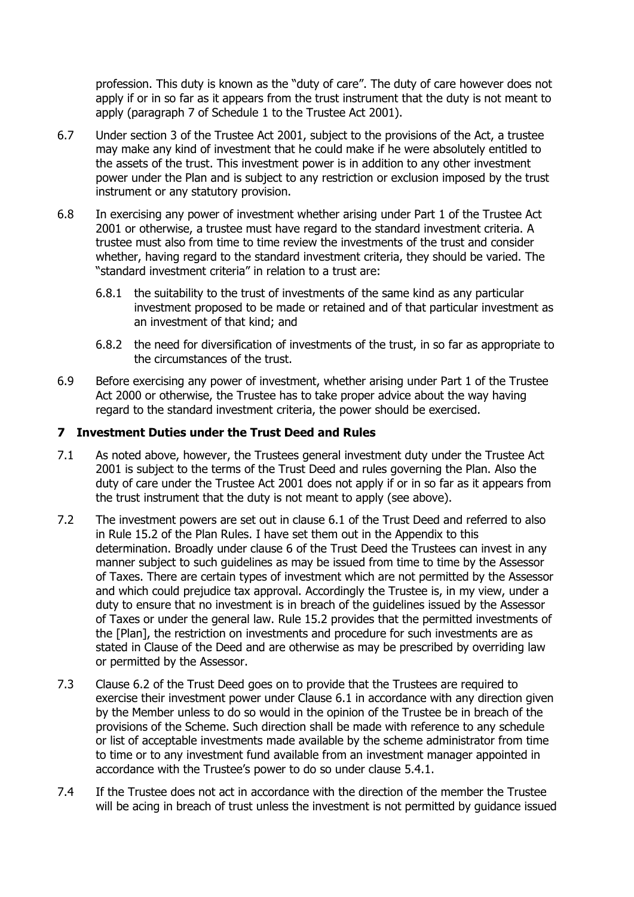profession. This duty is known as the "duty of care". The duty of care however does not apply if or in so far as it appears from the trust instrument that the duty is not meant to apply (paragraph 7 of Schedule 1 to the Trustee Act 2001).

6.7 Under section 3 of the Trustee Act 2001, subject to the provisions of the Act, a trustee may make any kind of investment that he could make if he were absolutely entitled to the assets of the trust. This investment power is in addition to any other investment power under the Plan and is subject to any restriction or exclusion imposed by the trust instrument or any statutory provision.

6.8 In exercising any power of investment whether arising under Part 1 of the Trustee Act 2001 or otherwise, a trustee must have regard to the standard investment criteria. A trustee must also from time to time review the investments of the trust and consider whether, having regard to the standard investment criteria, they should be varied. The "standard investment criteria" in relation to a trust are:

6.8.1 the suitability to the trust of investments of the same kind as any particular investment proposed to be made or retained and of that particular investment as an investment of that kind; and

6.8.2 the need for diversification of investments of the trust, in so far as appropriate to the circumstances of the trust.

6.9 Before exercising any power of investment, whether arising under Part 1 of the Trustee Act 2000 or otherwise, the Trustee has to take proper advice about the way having regard to the standard investment criteria, the power should be exercised.

## 7 Investment Duties under the Trust Deed and Rules

7.1 As noted above, however, the Trustees general investment duty under the Trustee Act 2001 is subject to the terms of the Trust Deed and rules governing the Plan. Also the duty of care under the Trustee Act 2001 does not apply if or in so far as it appears from the trust instrument that the duty is not meant to apply (see above).

7.2 The investment powers are set out in clause 6.1 of the Trust Deed and referred to also in Rule 15.2 of the Plan Rules. I have set them out in the Appendix to this determination. Broadly under clause 6 of the Trust Deed the Trustees can invest in any manner subject to such guidelines as may be issued from time to time by the Assessor of Taxes. There are certain types of investment which are not permitted by the Assessor and which could prejudice tax approval. Accordingly the Trustee is, in my view, under a duty to ensure that no investment is in breach of the guidelines issued by the Assessor of Taxes or under the general law. Rule 15.2 provides that the permitted investments of the [Plan], the restriction on investments and procedure for such investments are as stated in Clause of the Deed and are otherwise as may be prescribed by overriding law or permitted by the Assessor.

7.3 Clause 6.2 of the Trust Deed goes on to provide that the Trustees are required to exercise their investment power under Clause 6.1 in accordance with any direction given by the Member unless to do so would in the opinion of the Trustee be in breach of the provisions of the Scheme. Such direction shall be made with reference to any schedule or list of acceptable investments made available by the scheme administrator from time to time or to any investment fund available from an investment manager appointed in accordance with the Trustee's power to do so under clause 5.4.1.

7.4 If the Trustee does not act in accordance with the direction of the member the Trustee will be acing in breach of trust unless the investment is not permitted by guidance issued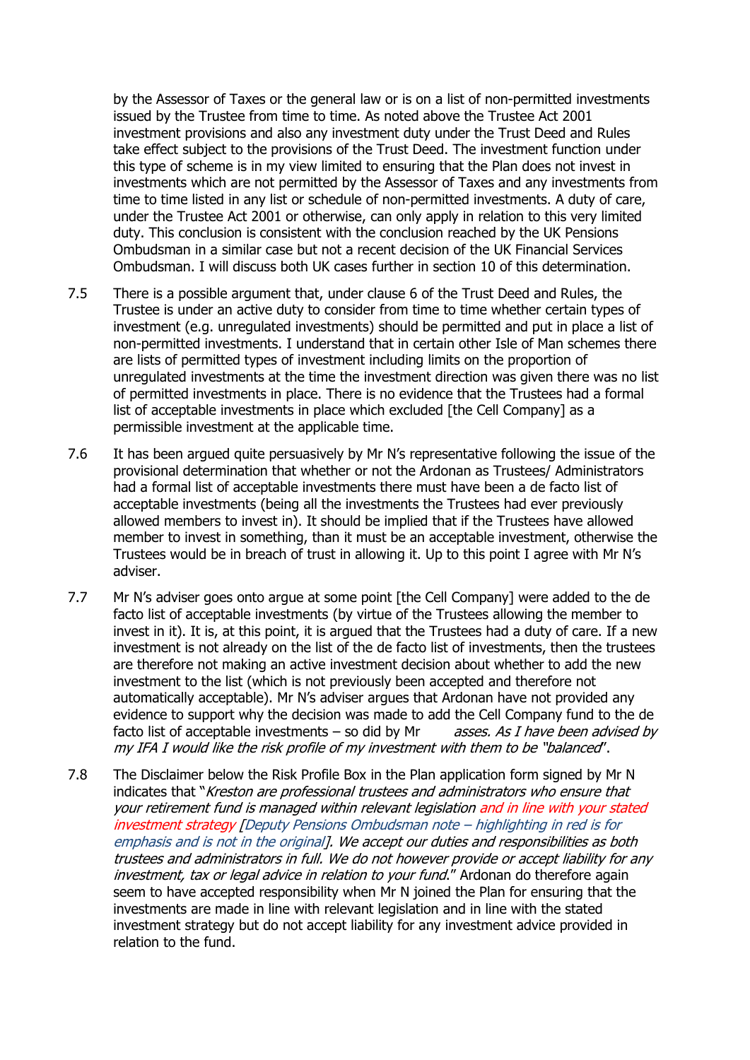by the Assessor of Taxes or the general law or is on a list of non-permitted investments issued by the Trustee from time to time. As noted above the Trustee Act 2001 investment provisions and also any investment duty under the Trust Deed and Rules take effect subject to the provisions of the Trust Deed. The investment function under this type of scheme is in my view limited to ensuring that the Plan does not invest in investments which are not permitted by the Assessor of Taxes and any investments from time to time listed in any list or schedule of non-permitted investments. A duty of care, under the Trustee Act 2001 or otherwise, can only apply in relation to this very limited duty. This conclusion is consistent with the conclusion reached by the UK Pensions Ombudsman in a similar case but not a recent decision of the UK Financial Services Ombudsman. I will discuss both UK cases further in section 10 of this determination.

7.5 There is a possible argument that, under clause 6 of the Trust Deed and Rules, the Trustee is under an active duty to consider from time to time whether certain types of investment (e.g. unregulated investments) should be permitted and put in place a list of non-permitted investments. I understand that in certain other Isle of Man schemes there are lists of permitted types of investment including limits on the proportion of unregulated investments at the time the investment direction was given there was no list of permitted investments in place. There is no evidence that the Trustees had a formal list of acceptable investments in place which excluded [the Cell Company] as a permissible investment at the applicable time.

7.6 It has been argued quite persuasively by Mr N's representative following the issue of the provisional determination that whether or not the Ardonan as Trustees/ Administrators had a formal list of acceptable investments there must have been a de facto list of acceptable investments (being all the investments the Trustees had ever previously allowed members to invest in). It should be implied that if the Trustees have allowed member to invest in something, than it must be an acceptable investment, otherwise the Trustees would be in breach of trust in allowing it. Up to this point I agree with Mr N's adviser.

7.7 Mr N's adviser goes onto argue at some point [the Cell Company] were added to the de facto list of acceptable investments (by virtue of the Trustees allowing the member to invest in it). It is, at this point, it is argued that the Trustees had a duty of care. If a new investment is not already on the list of the de facto list of investments, then the trustees are therefore not making an active investment decision about whether to add the new investment to the list (which is not previously been accepted and therefore not automatically acceptable). Mr N's adviser argues that Ardonan have not provided any evidence to support why the decision was made to add the Cell Company fund to the de facto list of acceptable investments – so did by Mr *asses. As I have been advised by my IFA I would like the risk profile of my investment with them to be "balanced"*.

7.8 The Disclaimer below the Risk Profile Box in the Plan application form signed by Mr N indicates that "*Kreston are professional trustees and administrators who ensure that your retirement fund is managed within relevant legislation and in line with your stated investment strategy [Deputy Pensions Ombudsman note – highlighting in red is for emphasis and is not in the original]. We accept our duties and responsibilities as both trustees and administrators in full. We do not however provide or accept liability for any investment, tax or legal advice in relation to your fund.*" Ardonan do therefore again seem to have accepted responsibility when Mr N joined the Plan for ensuring that the investments are made in line with relevant legislation and in line with the stated investment strategy but do not accept liability for any investment advice provided in relation to the fund.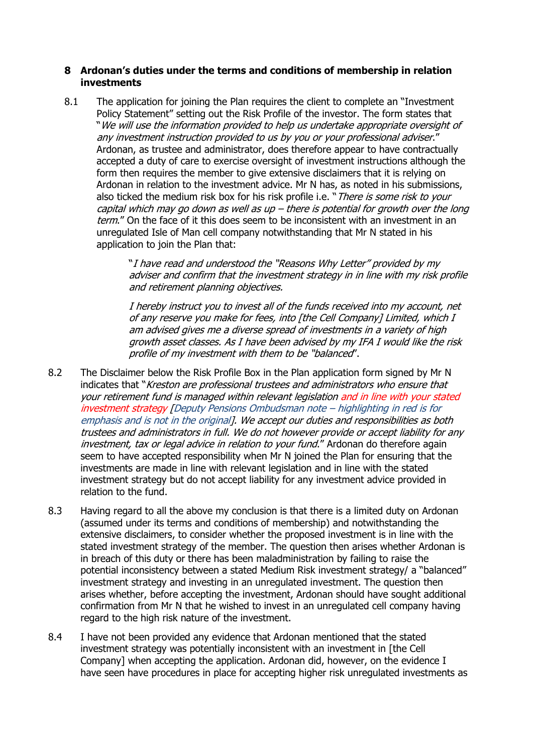## 8 Ardonan's duties under the terms and conditions of membership in relation investments

8.1 The application for joining the Plan requires the client to complete an "Investment Policy Statement" setting out the Risk Profile of the investor. The form states that "*We will use the information provided to help us undertake appropriate oversight of any investment instruction provided to us by you or your professional adviser.*" Ardonan, as trustee and administrator, does therefore appear to have contractually accepted a duty of care to exercise oversight of investment instructions although the form then requires the member to give extensive disclaimers that it is relying on Ardonan in relation to the investment advice. Mr N has, as noted in his submissions, also ticked the medium risk box for his risk profile i.e. "*There is some risk to your capital which may go down as well as up – there is potential for growth over the long term.*" On the face of it this does seem to be inconsistent with an investment in an unregulated Isle of Man cell company notwithstanding that Mr N stated in his application to join the Plan that:

> "*I have read and understood the "Reasons Why Letter" provided by my adviser and confirm that the investment strategy in in line with my risk profile and retirement planning objectives.*
>
> *I hereby instruct you to invest all of the funds received into my account, net of any reserve you make for fees, into [the Cell Company] Limited, which I am advised gives me a diverse spread of investments in a variety of high growth asset classes. As I have been advised by my IFA I would like the risk profile of my investment with them to be "balanced*".

8.2 The Disclaimer below the Risk Profile Box in the Plan application form signed by Mr N indicates that "*Kreston are professional trustees and administrators who ensure that your retirement fund is managed within relevant legislation and in line with your stated investment strategy [Deputy Pensions Ombudsman note – highlighting in red is for emphasis and is not in the original]. We accept our duties and responsibilities as both trustees and administrators in full. We do not however provide or accept liability for any investment, tax or legal advice in relation to your fund.*" Ardonan do therefore again seem to have accepted responsibility when Mr N joined the Plan for ensuring that the investments are made in line with relevant legislation and in line with the stated investment strategy but do not accept liability for any investment advice provided in relation to the fund.

8.3 Having regard to all the above my conclusion is that there is a limited duty on Ardonan (assumed under its terms and conditions of membership) and notwithstanding the extensive disclaimers, to consider whether the proposed investment is in line with the stated investment strategy of the member. The question then arises whether Ardonan is in breach of this duty or there has been maladministration by failing to raise the potential inconsistency between a stated Medium Risk investment strategy/ a "balanced" investment strategy and investing in an unregulated investment. The question then arises whether, before accepting the investment, Ardonan should have sought additional confirmation from Mr N that he wished to invest in an unregulated cell company having regard to the high risk nature of the investment.

8.4 I have not been provided any evidence that Ardonan mentioned that the stated investment strategy was potentially inconsistent with an investment in [the Cell Company] when accepting the application. Ardonan did, however, on the evidence I have seen have procedures in place for accepting higher risk unregulated investments as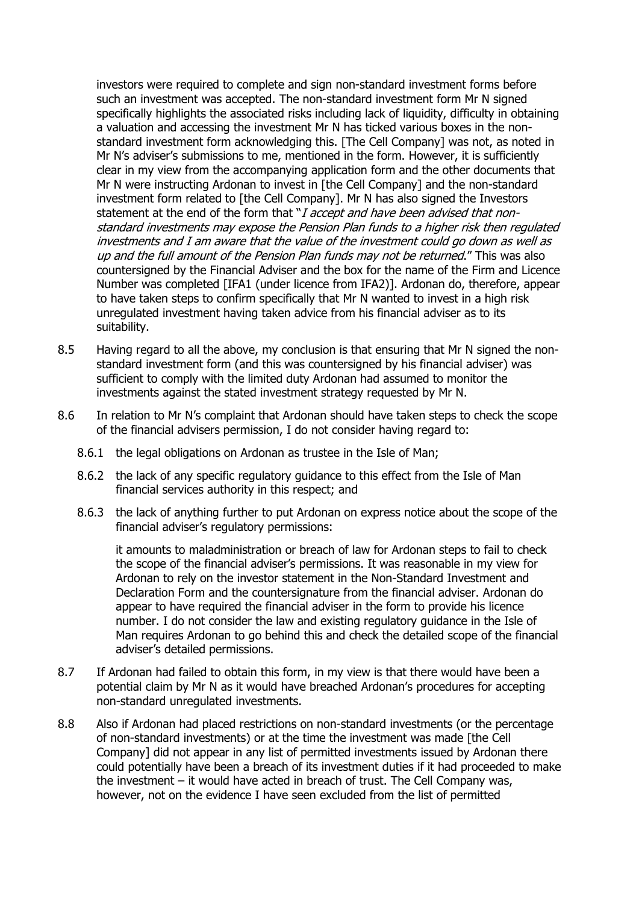investors were required to complete and sign non-standard investment forms before such an investment was accepted. The non-standard investment form Mr N signed specifically highlights the associated risks including lack of liquidity, difficulty in obtaining a valuation and accessing the investment Mr N has ticked various boxes in the non-standard investment form acknowledging this. [The Cell Company] was not, as noted in Mr N's adviser's submissions to me, mentioned in the form. However, it is sufficiently clear in my view from the accompanying application form and the other documents that Mr N were instructing Ardonan to invest in [the Cell Company] and the non-standard investment form related to [the Cell Company]. Mr N has also signed the Investors statement at the end of the form that "*I accept and have been advised that non-standard investments may expose the Pension Plan funds to a higher risk then regulated investments and I am aware that the value of the investment could go down as well as up and the full amount of the Pension Plan funds may not be returned*." This was also countersigned by the Financial Adviser and the box for the name of the Firm and Licence Number was completed [IFA1 (under licence from IFA2)]. Ardonan do, therefore, appear to have taken steps to confirm specifically that Mr N wanted to invest in a high risk unregulated investment having taken advice from his financial adviser as to its suitability.

8.5 Having regard to all the above, my conclusion is that ensuring that Mr N signed the non-standard investment form (and this was countersigned by his financial adviser) was sufficient to comply with the limited duty Ardonan had assumed to monitor the investments against the stated investment strategy requested by Mr N.

8.6 In relation to Mr N's complaint that Ardonan should have taken steps to check the scope of the financial advisers permission, I do not consider having regard to:

8.6.1 the legal obligations on Ardonan as trustee in the Isle of Man;

8.6.2 the lack of any specific regulatory guidance to this effect from the Isle of Man financial services authority in this respect; and

8.6.3 the lack of anything further to put Ardonan on express notice about the scope of the financial adviser's regulatory permissions:

it amounts to maladministration or breach of law for Ardonan steps to fail to check the scope of the financial adviser's permissions. It was reasonable in my view for Ardonan to rely on the investor statement in the Non-Standard Investment and Declaration Form and the countersignature from the financial adviser. Ardonan do appear to have required the financial adviser in the form to provide his licence number. I do not consider the law and existing regulatory guidance in the Isle of Man requires Ardonan to go behind this and check the detailed scope of the financial adviser's detailed permissions.

8.7 If Ardonan had failed to obtain this form, in my view is that there would have been a potential claim by Mr N as it would have breached Ardonan's procedures for accepting non-standard unregulated investments.

8.8 Also if Ardonan had placed restrictions on non-standard investments (or the percentage of non-standard investments) or at the time the investment was made [the Cell Company] did not appear in any list of permitted investments issued by Ardonan there could potentially have been a breach of its investment duties if it had proceeded to make the investment – it would have acted in breach of trust. The Cell Company was, however, not on the evidence I have seen excluded from the list of permitted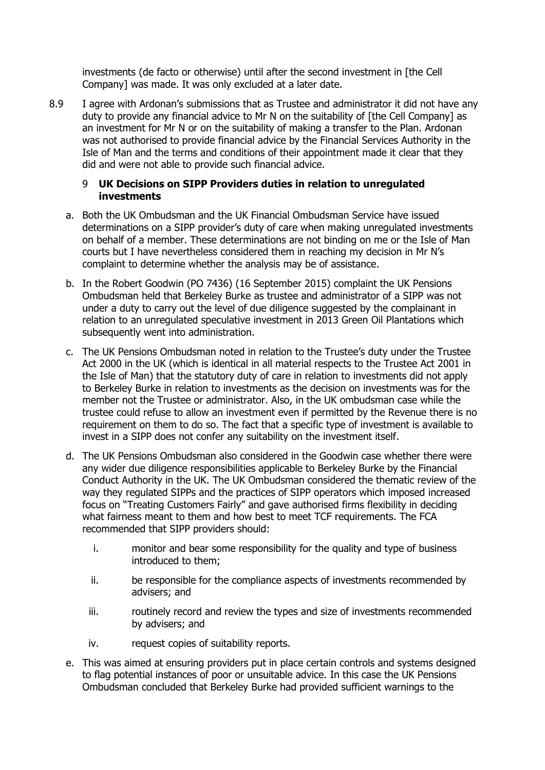investments (de facto or otherwise) until after the second investment in [the Cell Company] was made. It was only excluded at a later date.

8.9 I agree with Ardonan's submissions that as Trustee and administrator it did not have any duty to provide any financial advice to Mr N on the suitability of [the Cell Company] as an investment for Mr N or on the suitability of making a transfer to the Plan. Ardonan was not authorised to provide financial advice by the Financial Services Authority in the Isle of Man and the terms and conditions of their appointment made it clear that they did and were not able to provide such financial advice.

## 9 UK Decisions on SIPP Providers duties in relation to unregulated investments

a. Both the UK Ombudsman and the UK Financial Ombudsman Service have issued determinations on a SIPP provider's duty of care when making unregulated investments on behalf of a member. These determinations are not binding on me or the Isle of Man courts but I have nevertheless considered them in reaching my decision in Mr N's complaint to determine whether the analysis may be of assistance.

b. In the Robert Goodwin (PO 7436) (16 September 2015) complaint the UK Pensions Ombudsman held that Berkeley Burke as trustee and administrator of a SIPP was not under a duty to carry out the level of due diligence suggested by the complainant in relation to an unregulated speculative investment in 2013 Green Oil Plantations which subsequently went into administration.

c. The UK Pensions Ombudsman noted in relation to the Trustee's duty under the Trustee Act 2000 in the UK (which is identical in all material respects to the Trustee Act 2001 in the Isle of Man) that the statutory duty of care in relation to investments did not apply to Berkeley Burke in relation to investments as the decision on investments was for the member not the Trustee or administrator. Also, in the UK ombudsman case while the trustee could refuse to allow an investment even if permitted by the Revenue there is no requirement on them to do so. The fact that a specific type of investment is available to invest in a SIPP does not confer any suitability on the investment itself.

d. The UK Pensions Ombudsman also considered in the Goodwin case whether there were any wider due diligence responsibilities applicable to Berkeley Burke by the Financial Conduct Authority in the UK. The UK Ombudsman considered the thematic review of the way they regulated SIPPs and the practices of SIPP operators which imposed increased focus on "Treating Customers Fairly" and gave authorised firms flexibility in deciding what fairness meant to them and how best to meet TCF requirements. The FCA recommended that SIPP providers should:

   i. monitor and bear some responsibility for the quality and type of business introduced to them;

   ii. be responsible for the compliance aspects of investments recommended by advisers; and

   iii. routinely record and review the types and size of investments recommended by advisers; and

   iv. request copies of suitability reports.

e. This was aimed at ensuring providers put in place certain controls and systems designed to flag potential instances of poor or unsuitable advice. In this case the UK Pensions Ombudsman concluded that Berkeley Burke had provided sufficient warnings to the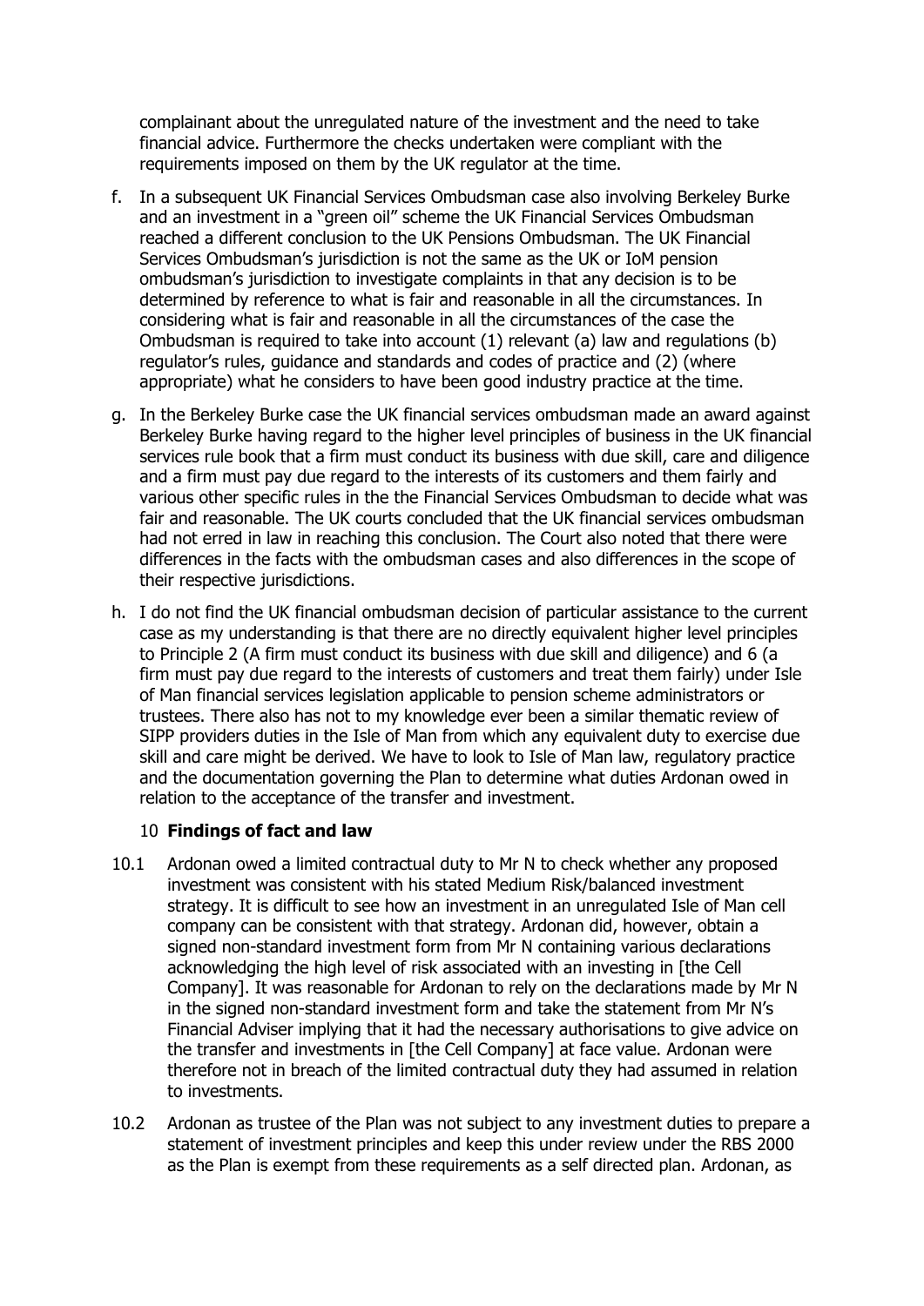complainant about the unregulated nature of the investment and the need to take financial advice. Furthermore the checks undertaken were compliant with the requirements imposed on them by the UK regulator at the time.

f. In a subsequent UK Financial Services Ombudsman case also involving Berkeley Burke and an investment in a "green oil" scheme the UK Financial Services Ombudsman reached a different conclusion to the UK Pensions Ombudsman. The UK Financial Services Ombudsman's jurisdiction is not the same as the UK or IoM pension ombudsman's jurisdiction to investigate complaints in that any decision is to be determined by reference to what is fair and reasonable in all the circumstances. In considering what is fair and reasonable in all the circumstances of the case the Ombudsman is required to take into account (1) relevant (a) law and regulations (b) regulator's rules, guidance and standards and codes of practice and (2) (where appropriate) what he considers to have been good industry practice at the time.

g. In the Berkeley Burke case the UK financial services ombudsman made an award against Berkeley Burke having regard to the higher level principles of business in the UK financial services rule book that a firm must conduct its business with due skill, care and diligence and a firm must pay due regard to the interests of its customers and them fairly and various other specific rules in the the Financial Services Ombudsman to decide what was fair and reasonable. The UK courts concluded that the UK financial services ombudsman had not erred in law in reaching this conclusion. The Court also noted that there were differences in the facts with the ombudsman cases and also differences in the scope of their respective jurisdictions.

h. I do not find the UK financial ombudsman decision of particular assistance to the current case as my understanding is that there are no directly equivalent higher level principles to Principle 2 (A firm must conduct its business with due skill and diligence) and 6 (a firm must pay due regard to the interests of customers and treat them fairly) under Isle of Man financial services legislation applicable to pension scheme administrators or trustees. There also has not to my knowledge ever been a similar thematic review of SIPP providers duties in the Isle of Man from which any equivalent duty to exercise due skill and care might be derived. We have to look to Isle of Man law, regulatory practice and the documentation governing the Plan to determine what duties Ardonan owed in relation to the acceptance of the transfer and investment.

## 10 Findings of fact and law

10.1 Ardonan owed a limited contractual duty to Mr N to check whether any proposed investment was consistent with his stated Medium Risk/balanced investment strategy. It is difficult to see how an investment in an unregulated Isle of Man cell company can be consistent with that strategy. Ardonan did, however, obtain a signed non-standard investment form from Mr N containing various declarations acknowledging the high level of risk associated with an investing in [the Cell Company]. It was reasonable for Ardonan to rely on the declarations made by Mr N in the signed non-standard investment form and take the statement from Mr N's Financial Adviser implying that it had the necessary authorisations to give advice on the transfer and investments in [the Cell Company] at face value. Ardonan were therefore not in breach of the limited contractual duty they had assumed in relation to investments.

10.2 Ardonan as trustee of the Plan was not subject to any investment duties to prepare a statement of investment principles and keep this under review under the RBS 2000 as the Plan is exempt from these requirements as a self directed plan. Ardonan, as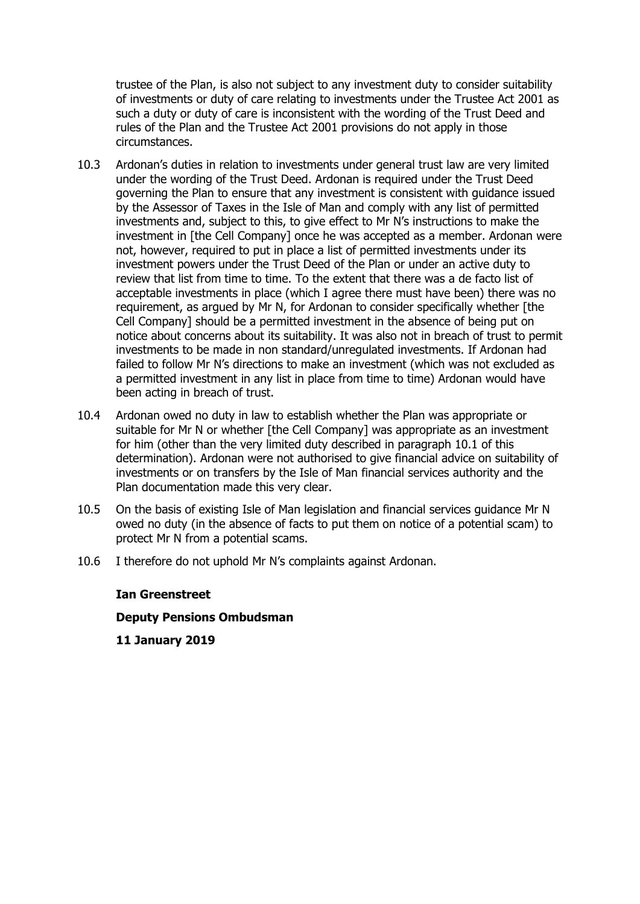trustee of the Plan, is also not subject to any investment duty to consider suitability of investments or duty of care relating to investments under the Trustee Act 2001 as such a duty or duty of care is inconsistent with the wording of the Trust Deed and rules of the Plan and the Trustee Act 2001 provisions do not apply in those circumstances.

10.3 Ardonan's duties in relation to investments under general trust law are very limited under the wording of the Trust Deed. Ardonan is required under the Trust Deed governing the Plan to ensure that any investment is consistent with guidance issued by the Assessor of Taxes in the Isle of Man and comply with any list of permitted investments and, subject to this, to give effect to Mr N's instructions to make the investment in [the Cell Company] once he was accepted as a member. Ardonan were not, however, required to put in place a list of permitted investments under its investment powers under the Trust Deed of the Plan or under an active duty to review that list from time to time. To the extent that there was a de facto list of acceptable investments in place (which I agree there must have been) there was no requirement, as argued by Mr N, for Ardonan to consider specifically whether [the Cell Company] should be a permitted investment in the absence of being put on notice about concerns about its suitability. It was also not in breach of trust to permit investments to be made in non standard/unregulated investments. If Ardonan had failed to follow Mr N's directions to make an investment (which was not excluded as a permitted investment in any list in place from time to time) Ardonan would have been acting in breach of trust.

10.4 Ardonan owed no duty in law to establish whether the Plan was appropriate or suitable for Mr N or whether [the Cell Company] was appropriate as an investment for him (other than the very limited duty described in paragraph 10.1 of this determination). Ardonan were not authorised to give financial advice on suitability of investments or on transfers by the Isle of Man financial services authority and the Plan documentation made this very clear.

10.5 On the basis of existing Isle of Man legislation and financial services guidance Mr N owed no duty (in the absence of facts to put them on notice of a potential scam) to protect Mr N from a potential scams.

10.6 I therefore do not uphold Mr N's complaints against Ardonan.

**Ian Greenstreet**

**Deputy Pensions Ombudsman**

**11 January 2019**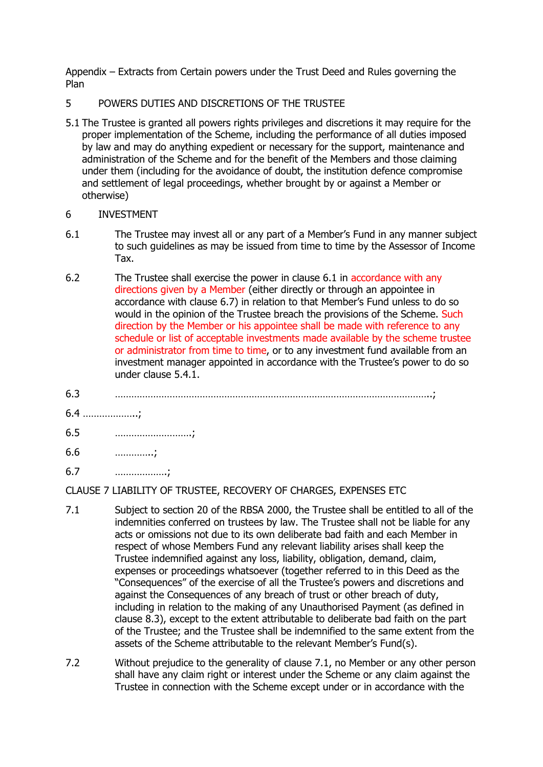Appendix – Extracts from Certain powers under the Trust Deed and Rules governing the Plan

5 POWERS DUTIES AND DISCRETIONS OF THE TRUSTEE

5.1 The Trustee is granted all powers rights privileges and discretions it may require for the proper implementation of the Scheme, including the performance of all duties imposed by law and may do anything expedient or necessary for the support, maintenance and administration of the Scheme and for the benefit of the Members and those claiming under them (including for the avoidance of doubt, the institution defence compromise and settlement of legal proceedings, whether brought by or against a Member or otherwise)

6 INVESTMENT

6.1 The Trustee may invest all or any part of a Member's Fund in any manner subject to such guidelines as may be issued from time to time by the Assessor of Income Tax.

6.2 The Trustee shall exercise the power in clause 6.1 in accordance with any directions given by a Member (either directly or through an appointee in accordance with clause 6.7) in relation to that Member's Fund unless to do so would in the opinion of the Trustee breach the provisions of the Scheme. Such direction by the Member or his appointee shall be made with reference to any schedule or list of acceptable investments made available by the scheme trustee or administrator from time to time, or to any investment fund available from an investment manager appointed in accordance with the Trustee's power to do so under clause 5.4.1.

6.3 ……………………………………………………………………………………………………..;

6.4 ………………..;

6.5 ………………………;

6.6 ………….;

6.7 ………………;

CLAUSE 7 LIABILITY OF TRUSTEE, RECOVERY OF CHARGES, EXPENSES ETC

7.1 Subject to section 20 of the RBSA 2000, the Trustee shall be entitled to all of the indemnities conferred on trustees by law. The Trustee shall not be liable for any acts or omissions not due to its own deliberate bad faith and each Member in respect of whose Members Fund any relevant liability arises shall keep the Trustee indemnified against any loss, liability, obligation, demand, claim, expenses or proceedings whatsoever (together referred to in this Deed as the "Consequences" of the exercise of all the Trustee's powers and discretions and against the Consequences of any breach of trust or other breach of duty, including in relation to the making of any Unauthorised Payment (as defined in clause 8.3), except to the extent attributable to deliberate bad faith on the part of the Trustee; and the Trustee shall be indemnified to the same extent from the assets of the Scheme attributable to the relevant Member's Fund(s).

7.2 Without prejudice to the generality of clause 7.1, no Member or any other person shall have any claim right or interest under the Scheme or any claim against the Trustee in connection with the Scheme except under or in accordance with the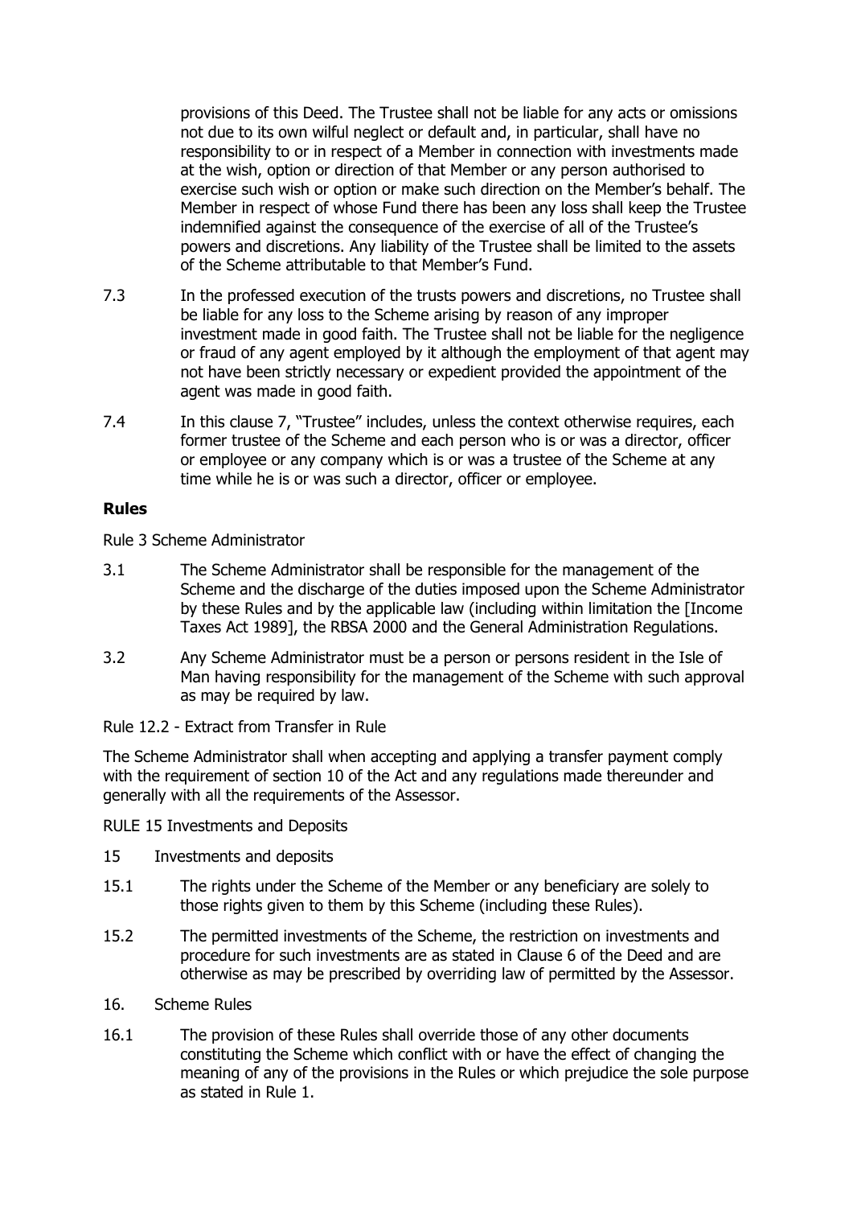provisions of this Deed. The Trustee shall not be liable for any acts or omissions not due to its own wilful neglect or default and, in particular, shall have no responsibility to or in respect of a Member in connection with investments made at the wish, option or direction of that Member or any person authorised to exercise such wish or option or make such direction on the Member's behalf. The Member in respect of whose Fund there has been any loss shall keep the Trustee indemnified against the consequence of the exercise of all of the Trustee's powers and discretions. Any liability of the Trustee shall be limited to the assets of the Scheme attributable to that Member's Fund.

7.3 In the professed execution of the trusts powers and discretions, no Trustee shall be liable for any loss to the Scheme arising by reason of any improper investment made in good faith. The Trustee shall not be liable for the negligence or fraud of any agent employed by it although the employment of that agent may not have been strictly necessary or expedient provided the appointment of the agent was made in good faith.

7.4 In this clause 7, "Trustee" includes, unless the context otherwise requires, each former trustee of the Scheme and each person who is or was a director, officer or employee or any company which is or was a trustee of the Scheme at any time while he is or was such a director, officer or employee.

**Rules**

Rule 3 Scheme Administrator

3.1 The Scheme Administrator shall be responsible for the management of the Scheme and the discharge of the duties imposed upon the Scheme Administrator by these Rules and by the applicable law (including within limitation the [Income Taxes Act 1989], the RBSA 2000 and the General Administration Regulations.

3.2 Any Scheme Administrator must be a person or persons resident in the Isle of Man having responsibility for the management of the Scheme with such approval as may be required by law.

Rule 12.2 - Extract from Transfer in Rule

The Scheme Administrator shall when accepting and applying a transfer payment comply with the requirement of section 10 of the Act and any regulations made thereunder and generally with all the requirements of the Assessor.

RULE 15 Investments and Deposits

15 Investments and deposits

15.1 The rights under the Scheme of the Member or any beneficiary are solely to those rights given to them by this Scheme (including these Rules).

15.2 The permitted investments of the Scheme, the restriction on investments and procedure for such investments are as stated in Clause 6 of the Deed and are otherwise as may be prescribed by overriding law of permitted by the Assessor.

16. Scheme Rules

16.1 The provision of these Rules shall override those of any other documents constituting the Scheme which conflict with or have the effect of changing the meaning of any of the provisions in the Rules or which prejudice the sole purpose as stated in Rule 1.